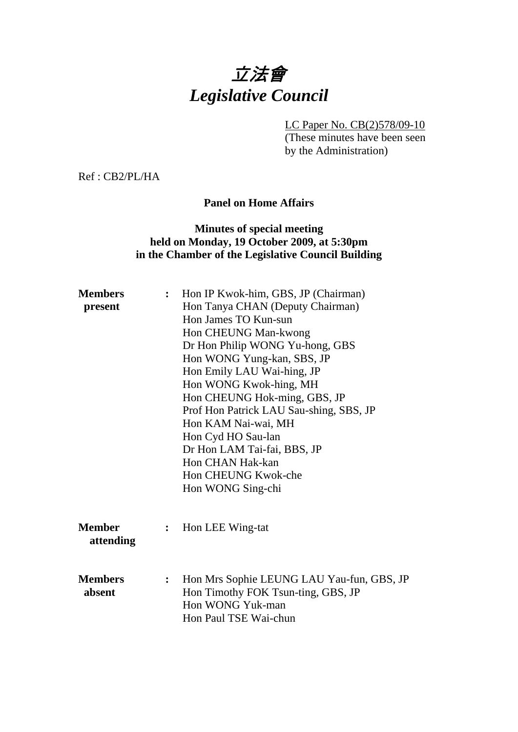# *立法會*
# *Legislative Council*

LC Paper No. CB(2)578/09-10
(These minutes have been seen by the Administration)

Ref : CB2/PL/HA

**Panel on Home Affairs**

**Minutes of special meeting**
**held on Monday, 19 October 2009, at 5:30pm**
**in the Chamber of the Legislative Council Building**

**Members present** :
Hon IP Kwok-him, GBS, JP (Chairman)
Hon Tanya CHAN (Deputy Chairman)
Hon James TO Kun-sun
Hon CHEUNG Man-kwong
Dr Hon Philip WONG Yu-hong, GBS
Hon WONG Yung-kan, SBS, JP
Hon Emily LAU Wai-hing, JP
Hon WONG Kwok-hing, MH
Hon CHEUNG Hok-ming, GBS, JP
Prof Hon Patrick LAU Sau-shing, SBS, JP
Hon KAM Nai-wai, MH
Hon Cyd HO Sau-lan
Dr Hon LAM Tai-fai, BBS, JP
Hon CHAN Hak-kan
Hon CHEUNG Kwok-che
Hon WONG Sing-chi

**Member attending** :
Hon LEE Wing-tat

**Members absent** :
Hon Mrs Sophie LEUNG LAU Yau-fun, GBS, JP
Hon Timothy FOK Tsun-ting, GBS, JP
Hon WONG Yuk-man
Hon Paul TSE Wai-chun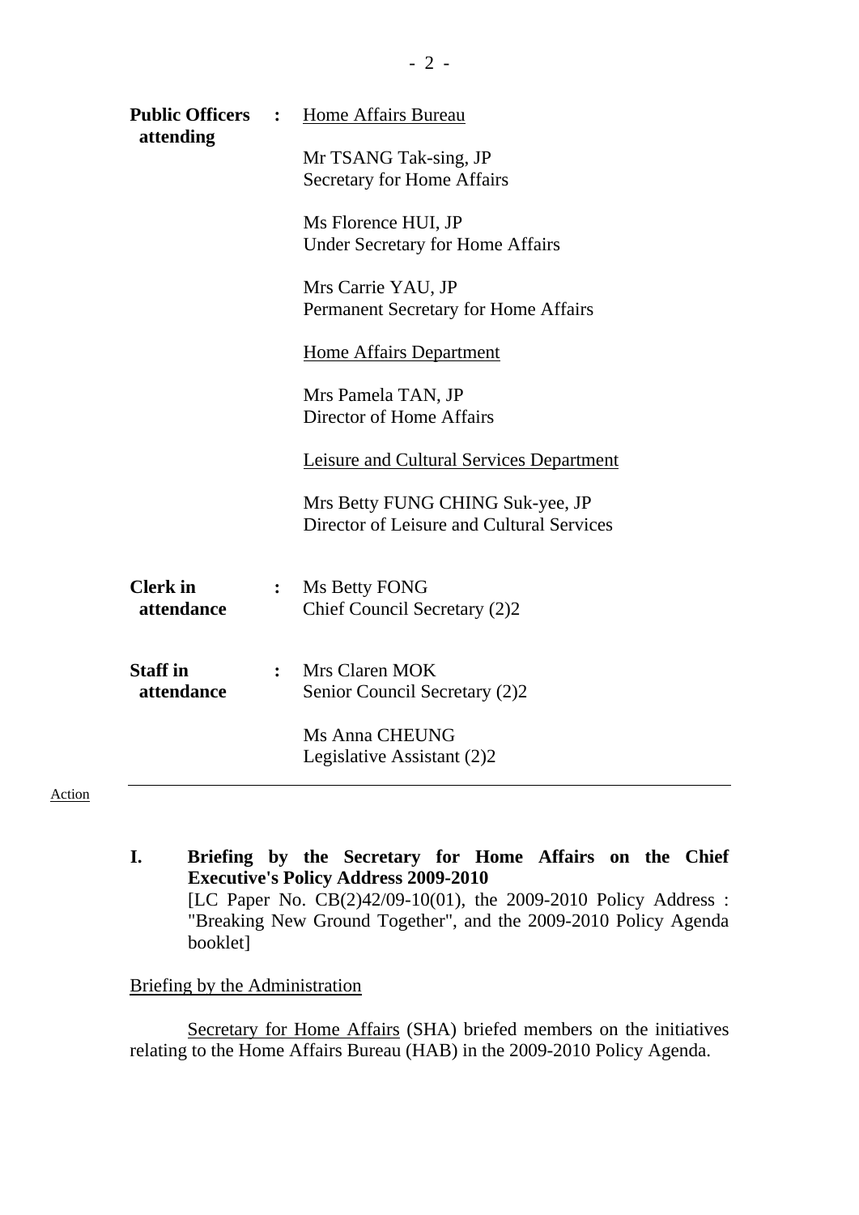| | | |
|---|---|---|
| **Public Officers attending** | **:** | Home Affairs Bureau<br><br>Mr TSANG Tak-sing, JP<br>Secretary for Home Affairs<br><br>Ms Florence HUI, JP<br>Under Secretary for Home Affairs<br><br>Mrs Carrie YAU, JP<br>Permanent Secretary for Home Affairs<br><br>Home Affairs Department<br><br>Mrs Pamela TAN, JP<br>Director of Home Affairs<br><br>Leisure and Cultural Services Department<br><br>Mrs Betty FUNG CHING Suk-yee, JP<br>Director of Leisure and Cultural Services |
| **Clerk in attendance** | **:** | Ms Betty FONG<br>Chief Council Secretary (2)2 |
| **Staff in attendance** | **:** | Mrs Claren MOK<br>Senior Council Secretary (2)2<br><br>Ms Anna CHEUNG<br>Legislative Assistant (2)2 |

Action

---

**I. Briefing by the Secretary for Home Affairs on the Chief Executive's Policy Address 2009-2010**
[LC Paper No. CB(2)42/09-10(01), the 2009-2010 Policy Address : "Breaking New Ground Together", and the 2009-2010 Policy Agenda booklet]

Briefing by the Administration

Secretary for Home Affairs (SHA) briefed members on the initiatives relating to the Home Affairs Bureau (HAB) in the 2009-2010 Policy Agenda.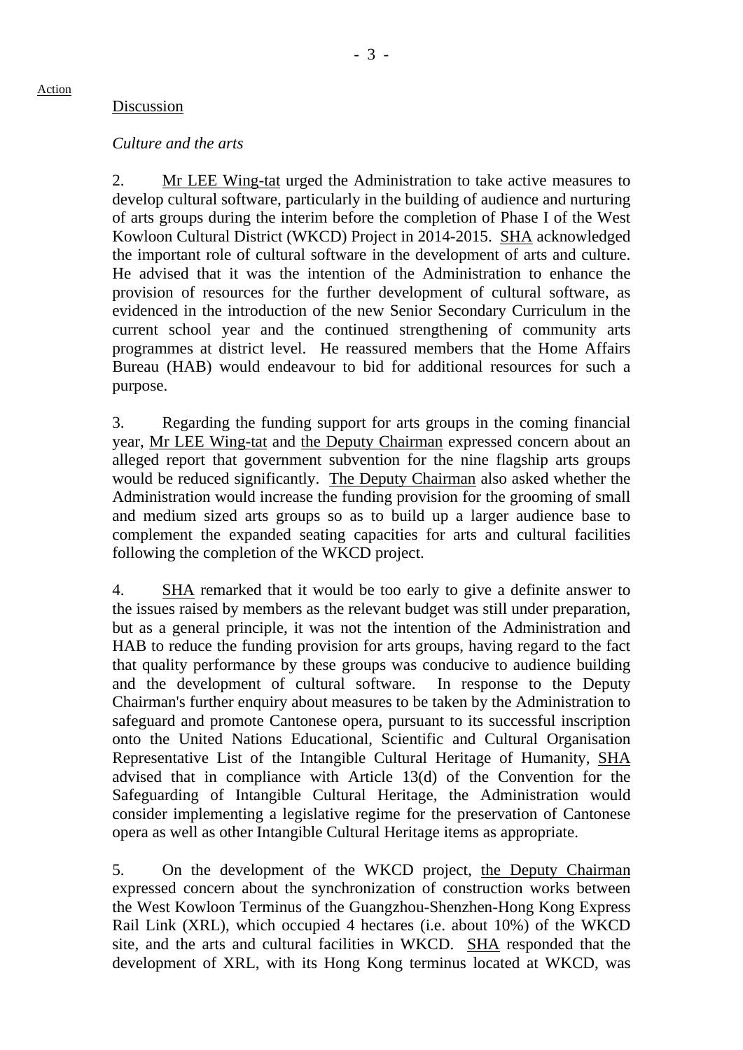Action

Discussion

*Culture and the arts*

2. Mr LEE Wing-tat urged the Administration to take active measures to develop cultural software, particularly in the building of audience and nurturing of arts groups during the interim before the completion of Phase I of the West Kowloon Cultural District (WKCD) Project in 2014-2015. SHA acknowledged the important role of cultural software in the development of arts and culture. He advised that it was the intention of the Administration to enhance the provision of resources for the further development of cultural software, as evidenced in the introduction of the new Senior Secondary Curriculum in the current school year and the continued strengthening of community arts programmes at district level. He reassured members that the Home Affairs Bureau (HAB) would endeavour to bid for additional resources for such a purpose.

3. Regarding the funding support for arts groups in the coming financial year, Mr LEE Wing-tat and the Deputy Chairman expressed concern about an alleged report that government subvention for the nine flagship arts groups would be reduced significantly. The Deputy Chairman also asked whether the Administration would increase the funding provision for the grooming of small and medium sized arts groups so as to build up a larger audience base to complement the expanded seating capacities for arts and cultural facilities following the completion of the WKCD project.

4. SHA remarked that it would be too early to give a definite answer to the issues raised by members as the relevant budget was still under preparation, but as a general principle, it was not the intention of the Administration and HAB to reduce the funding provision for arts groups, having regard to the fact that quality performance by these groups was conducive to audience building and the development of cultural software. In response to the Deputy Chairman's further enquiry about measures to be taken by the Administration to safeguard and promote Cantonese opera, pursuant to its successful inscription onto the United Nations Educational, Scientific and Cultural Organisation Representative List of the Intangible Cultural Heritage of Humanity, SHA advised that in compliance with Article 13(d) of the Convention for the Safeguarding of Intangible Cultural Heritage, the Administration would consider implementing a legislative regime for the preservation of Cantonese opera as well as other Intangible Cultural Heritage items as appropriate.

5. On the development of the WKCD project, the Deputy Chairman expressed concern about the synchronization of construction works between the West Kowloon Terminus of the Guangzhou-Shenzhen-Hong Kong Express Rail Link (XRL), which occupied 4 hectares (i.e. about 10%) of the WKCD site, and the arts and cultural facilities in WKCD. SHA responded that the development of XRL, with its Hong Kong terminus located at WKCD, was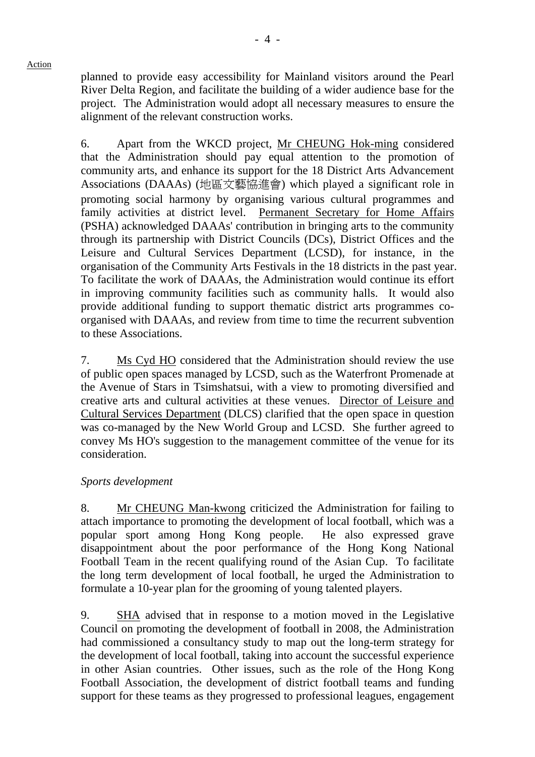planned to provide easy accessibility for Mainland visitors around the Pearl River Delta Region, and facilitate the building of a wider audience base for the project. The Administration would adopt all necessary measures to ensure the alignment of the relevant construction works.

6. Apart from the WKCD project, Mr CHEUNG Hok-ming considered that the Administration should pay equal attention to the promotion of community arts, and enhance its support for the 18 District Arts Advancement Associations (DAAAs) (地區文藝協進會) which played a significant role in promoting social harmony by organising various cultural programmes and family activities at district level. Permanent Secretary for Home Affairs (PSHA) acknowledged DAAAs' contribution in bringing arts to the community through its partnership with District Councils (DCs), District Offices and the Leisure and Cultural Services Department (LCSD), for instance, in the organisation of the Community Arts Festivals in the 18 districts in the past year. To facilitate the work of DAAAs, the Administration would continue its effort in improving community facilities such as community halls. It would also provide additional funding to support thematic district arts programmes co-organised with DAAAs, and review from time to time the recurrent subvention to these Associations.

7. Ms Cyd HO considered that the Administration should review the use of public open spaces managed by LCSD, such as the Waterfront Promenade at the Avenue of Stars in Tsimshatsui, with a view to promoting diversified and creative arts and cultural activities at these venues. Director of Leisure and Cultural Services Department (DLCS) clarified that the open space in question was co-managed by the New World Group and LCSD. She further agreed to convey Ms HO's suggestion to the management committee of the venue for its consideration.

*Sports development*

8. Mr CHEUNG Man-kwong criticized the Administration for failing to attach importance to promoting the development of local football, which was a popular sport among Hong Kong people. He also expressed grave disappointment about the poor performance of the Hong Kong National Football Team in the recent qualifying round of the Asian Cup. To facilitate the long term development of local football, he urged the Administration to formulate a 10-year plan for the grooming of young talented players.

9. SHA advised that in response to a motion moved in the Legislative Council on promoting the development of football in 2008, the Administration had commissioned a consultancy study to map out the long-term strategy for the development of local football, taking into account the successful experience in other Asian countries. Other issues, such as the role of the Hong Kong Football Association, the development of district football teams and funding support for these teams as they progressed to professional leagues, engagement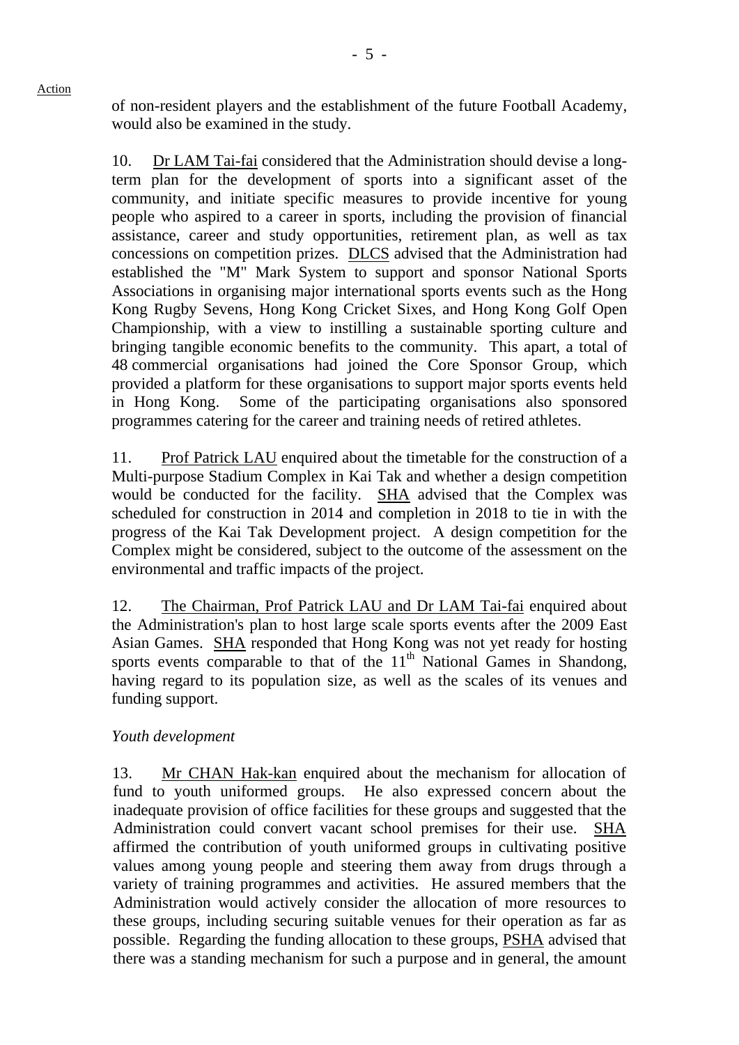of non-resident players and the establishment of the future Football Academy, would also be examined in the study.

10. Dr LAM Tai-fai considered that the Administration should devise a long-term plan for the development of sports into a significant asset of the community, and initiate specific measures to provide incentive for young people who aspired to a career in sports, including the provision of financial assistance, career and study opportunities, retirement plan, as well as tax concessions on competition prizes. DLCS advised that the Administration had established the "M" Mark System to support and sponsor National Sports Associations in organising major international sports events such as the Hong Kong Rugby Sevens, Hong Kong Cricket Sixes, and Hong Kong Golf Open Championship, with a view to instilling a sustainable sporting culture and bringing tangible economic benefits to the community. This apart, a total of 48 commercial organisations had joined the Core Sponsor Group, which provided a platform for these organisations to support major sports events held in Hong Kong. Some of the participating organisations also sponsored programmes catering for the career and training needs of retired athletes.

11. Prof Patrick LAU enquired about the timetable for the construction of a Multi-purpose Stadium Complex in Kai Tak and whether a design competition would be conducted for the facility. SHA advised that the Complex was scheduled for construction in 2014 and completion in 2018 to tie in with the progress of the Kai Tak Development project. A design competition for the Complex might be considered, subject to the outcome of the assessment on the environmental and traffic impacts of the project.

12. The Chairman, Prof Patrick LAU and Dr LAM Tai-fai enquired about the Administration's plan to host large scale sports events after the 2009 East Asian Games. SHA responded that Hong Kong was not yet ready for hosting sports events comparable to that of the 11th National Games in Shandong, having regard to its population size, as well as the scales of its venues and funding support.

*Youth development*

13. Mr CHAN Hak-kan enquired about the mechanism for allocation of fund to youth uniformed groups. He also expressed concern about the inadequate provision of office facilities for these groups and suggested that the Administration could convert vacant school premises for their use. SHA affirmed the contribution of youth uniformed groups in cultivating positive values among young people and steering them away from drugs through a variety of training programmes and activities. He assured members that the Administration would actively consider the allocation of more resources to these groups, including securing suitable venues for their operation as far as possible. Regarding the funding allocation to these groups, PSHA advised that there was a standing mechanism for such a purpose and in general, the amount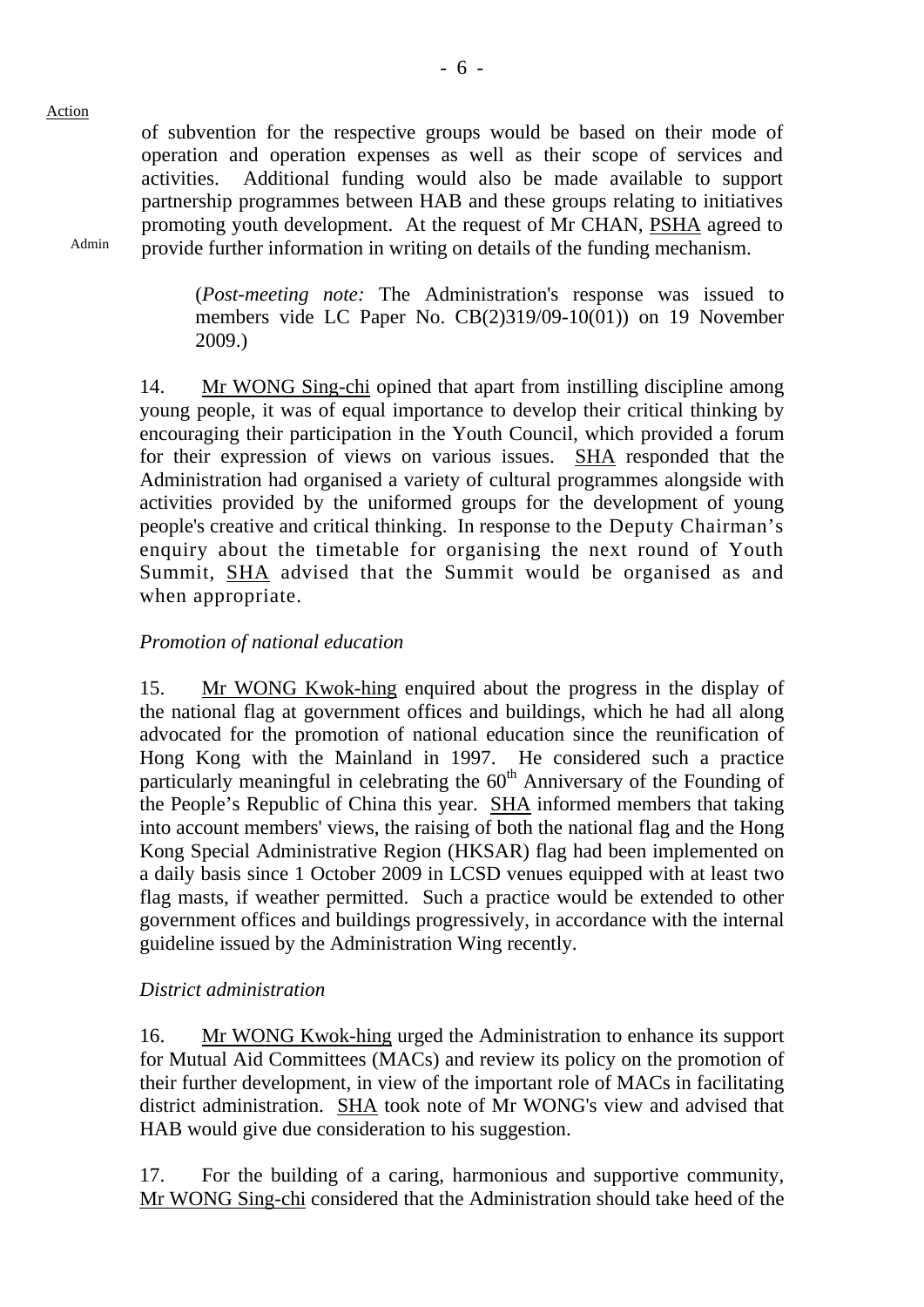Action

of subvention for the respective groups would be based on their mode of operation and operation expenses as well as their scope of services and activities. Additional funding would also be made available to support partnership programmes between HAB and these groups relating to initiatives promoting youth development. At the request of Mr CHAN, PSHA agreed to provide further information in writing on details of the funding mechanism.

Admin

(*Post-meeting note:* The Administration's response was issued to members vide LC Paper No. CB(2)319/09-10(01)) on 19 November 2009.)

14. Mr WONG Sing-chi opined that apart from instilling discipline among young people, it was of equal importance to develop their critical thinking by encouraging their participation in the Youth Council, which provided a forum for their expression of views on various issues. SHA responded that the Administration had organised a variety of cultural programmes alongside with activities provided by the uniformed groups for the development of young people's creative and critical thinking. In response to the Deputy Chairman's enquiry about the timetable for organising the next round of Youth Summit, SHA advised that the Summit would be organised as and when appropriate.

*Promotion of national education*

15. Mr WONG Kwok-hing enquired about the progress in the display of the national flag at government offices and buildings, which he had all along advocated for the promotion of national education since the reunification of Hong Kong with the Mainland in 1997. He considered such a practice particularly meaningful in celebrating the 60th Anniversary of the Founding of the People's Republic of China this year. SHA informed members that taking into account members' views, the raising of both the national flag and the Hong Kong Special Administrative Region (HKSAR) flag had been implemented on a daily basis since 1 October 2009 in LCSD venues equipped with at least two flag masts, if weather permitted. Such a practice would be extended to other government offices and buildings progressively, in accordance with the internal guideline issued by the Administration Wing recently.

*District administration*

16. Mr WONG Kwok-hing urged the Administration to enhance its support for Mutual Aid Committees (MACs) and review its policy on the promotion of their further development, in view of the important role of MACs in facilitating district administration. SHA took note of Mr WONG's view and advised that HAB would give due consideration to his suggestion.

17. For the building of a caring, harmonious and supportive community, Mr WONG Sing-chi considered that the Administration should take heed of the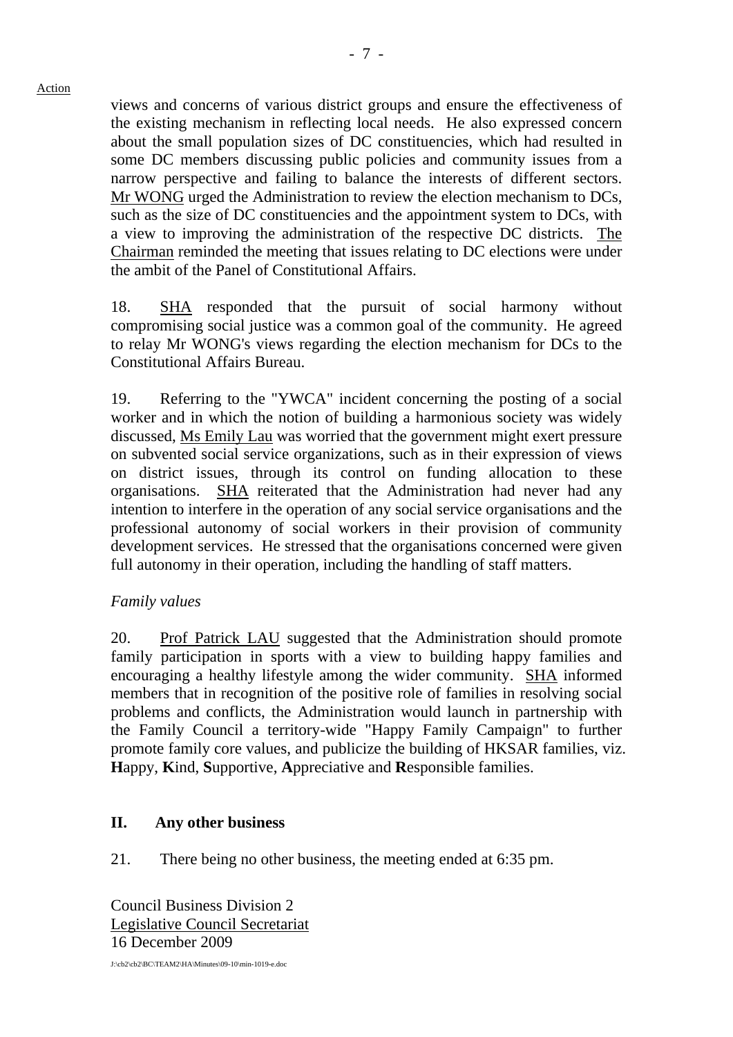Action

views and concerns of various district groups and ensure the effectiveness of the existing mechanism in reflecting local needs. He also expressed concern about the small population sizes of DC constituencies, which had resulted in some DC members discussing public policies and community issues from a narrow perspective and failing to balance the interests of different sectors. Mr WONG urged the Administration to review the election mechanism to DCs, such as the size of DC constituencies and the appointment system to DCs, with a view to improving the administration of the respective DC districts. The Chairman reminded the meeting that issues relating to DC elections were under the ambit of the Panel of Constitutional Affairs.

18. SHA responded that the pursuit of social harmony without compromising social justice was a common goal of the community. He agreed to relay Mr WONG's views regarding the election mechanism for DCs to the Constitutional Affairs Bureau.

19. Referring to the "YWCA" incident concerning the posting of a social worker and in which the notion of building a harmonious society was widely discussed, Ms Emily Lau was worried that the government might exert pressure on subvented social service organizations, such as in their expression of views on district issues, through its control on funding allocation to these organisations. SHA reiterated that the Administration had never had any intention to interfere in the operation of any social service organisations and the professional autonomy of social workers in their provision of community development services. He stressed that the organisations concerned were given full autonomy in their operation, including the handling of staff matters.

*Family values*

20. Prof Patrick LAU suggested that the Administration should promote family participation in sports with a view to building happy families and encouraging a healthy lifestyle among the wider community. SHA informed members that in recognition of the positive role of families in resolving social problems and conflicts, the Administration would launch in partnership with the Family Council a territory-wide "Happy Family Campaign" to further promote family core values, and publicize the building of HKSAR families, viz. **H**appy, **K**ind, **S**upportive, **A**ppreciative and **R**esponsible families.

## II. Any other business

21. There being no other business, the meeting ended at 6:35 pm.

Council Business Division 2
Legislative Council Secretariat
16 December 2009

J:\cb2\cb2\BC\TEAM2\HA\Minutes\09-10\min-1019-e.doc